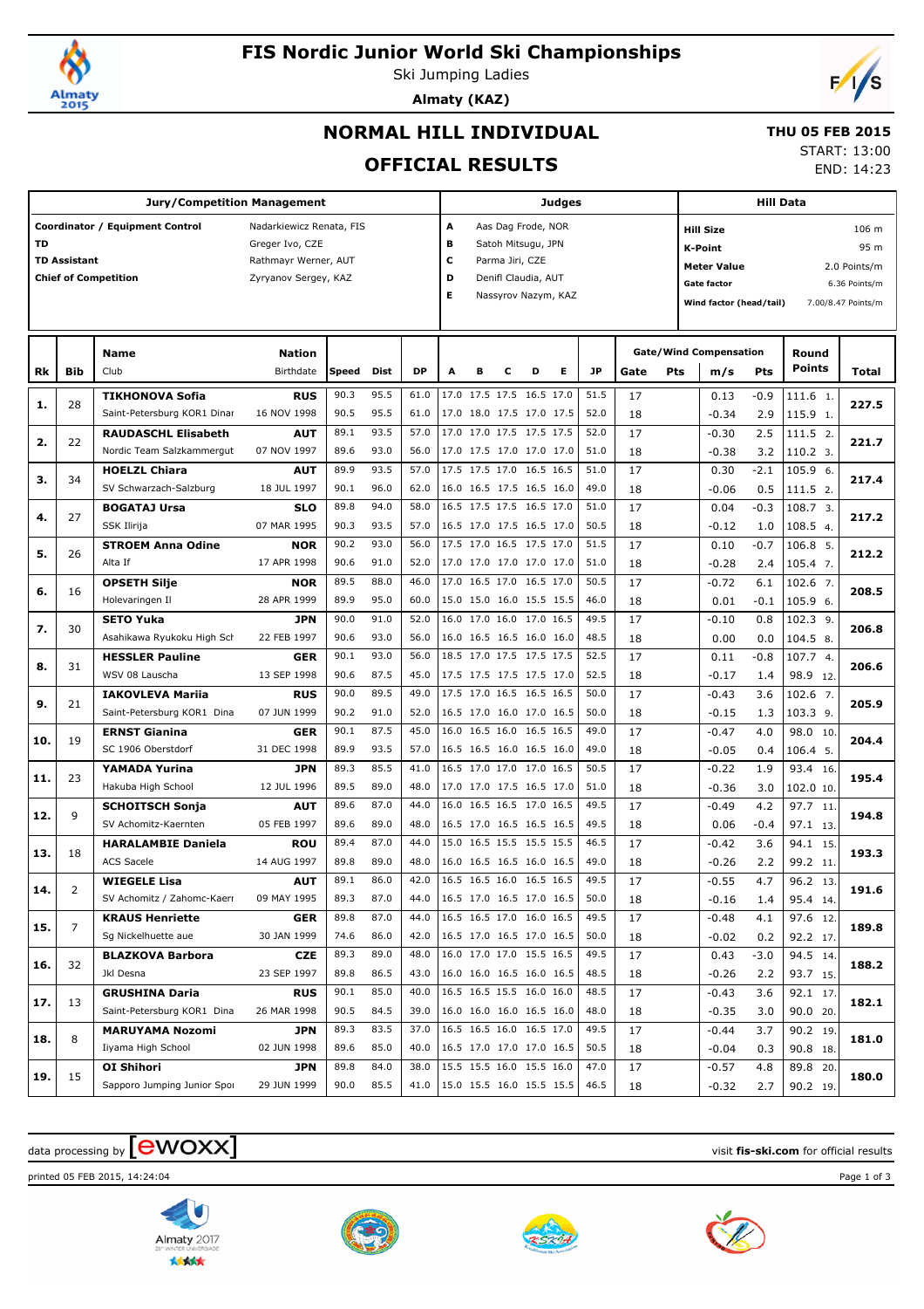# FIS Nordic Junior World Ski Championships

Ski Jumping Ladies

**Almaty (KAZ)**

## NORMAL HILL INDIVIDUAL

## OFFICIAL RESULTS

**THU 05 FEB 2015**

START: 13:00

END: 14:23

| Jury/Competition Management | |
|---|---|
| **Coordinator / Equipment Control** | Nadarkiewicz Renata, FIS |
| **TD** | Greger Ivo, CZE |
| **TD Assistant** | Rathmayr Werner, AUT |
| **Chief of Competition** | Zyryanov Sergey, KAZ |

| Judges | |
|---|---|
| **A** | Aas Dag Frode, NOR |
| **B** | Satoh Mitsugu, JPN |
| **C** | Parma Jiri, CZE |
| **D** | Denifl Claudia, AUT |
| **E** | Nassyrov Nazym, KAZ |

| Hill Data | |
|---|---|
| **Hill Size** | 106 m |
| **K-Point** | 95 m |
| **Meter Value** | 2.0 Points/m |
| **Gate factor** | 6.36 Points/m |
| **Wind factor (head/tail)** | 7.00/8.47 Points/m |

| Rk | Bib | Name / Club | Nation / Birthdate | Speed | Dist | DP | A | B | C | D | E | JP | Gate | Pts | m/s | Pts | Round Points | Total |
|---|---|---|---|---|---|---|---|---|---|---|---|---|---|---|---|---|---|---|
| 1. | 28 | **TIKHONOVA Sofia** | **RUS** | 90.3 | 95.5 | 61.0 | 17.0 | 17.5 | 17.5 | 16.5 | 17.0 | 51.5 | 17 | | 0.13 | -0.9 | 111.6 1. | 227.5 |
| | | Saint-Petersburg KOR1 Dinar | 16 NOV 1998 | 90.5 | 95.5 | 61.0 | 17.0 | 18.0 | 17.5 | 17.0 | 17.5 | 52.0 | 18 | | -0.34 | 2.9 | 115.9 1. | |
| 2. | 22 | **RAUDASCHL Elisabeth** | **AUT** | 89.1 | 93.5 | 57.0 | 17.0 | 17.0 | 17.5 | 17.5 | 17.5 | 52.0 | 17 | | -0.30 | 2.5 | 111.5 2. | 221.7 |
| | | Nordic Team Salzkammergut | 07 NOV 1997 | 89.6 | 93.0 | 56.0 | 17.0 | 17.5 | 17.0 | 17.0 | 17.0 | 51.0 | 18 | | -0.38 | 3.2 | 110.2 3. | |
| 3. | 34 | **HOELZL Chiara** | **AUT** | 89.9 | 93.5 | 57.0 | 17.5 | 17.5 | 17.0 | 16.5 | 16.5 | 51.0 | 17 | | 0.30 | -2.1 | 105.9 6. | 217.4 |
| | | SV Schwarzach-Salzburg | 18 JUL 1997 | 90.1 | 96.0 | 62.0 | 16.0 | 16.5 | 17.5 | 16.5 | 16.0 | 49.0 | 18 | | -0.06 | 0.5 | 111.5 2. | |
| 4. | 27 | **BOGATAJ Ursa** | **SLO** | 89.8 | 94.0 | 58.0 | 16.5 | 17.5 | 17.5 | 16.5 | 17.0 | 51.0 | 17 | | 0.04 | -0.3 | 108.7 3. | 217.2 |
| | | SSK Ilirija | 07 MAR 1995 | 90.3 | 93.5 | 57.0 | 16.5 | 17.0 | 17.5 | 16.5 | 17.0 | 50.5 | 18 | | -0.12 | 1.0 | 108.5 4. | |
| 5. | 26 | **STROEM Anna Odine** | **NOR** | 90.2 | 93.0 | 56.0 | 17.5 | 17.0 | 16.5 | 17.5 | 17.0 | 51.5 | 17 | | 0.10 | -0.7 | 106.8 5. | 212.2 |
| | | Alta If | 17 APR 1998 | 90.6 | 91.0 | 52.0 | 17.0 | 17.0 | 17.0 | 17.0 | 17.0 | 51.0 | 18 | | -0.28 | 2.4 | 105.4 7. | |
| 6. | 16 | **OPSETH Silje** | **NOR** | 89.5 | 88.0 | 46.0 | 17.0 | 16.5 | 17.0 | 16.5 | 17.0 | 50.5 | 17 | | -0.72 | 6.1 | 102.6 7. | 208.5 |
| | | Holevaringen Il | 28 APR 1999 | 89.9 | 95.0 | 60.0 | 15.0 | 15.0 | 16.0 | 15.5 | 15.5 | 46.0 | 18 | | 0.01 | -0.1 | 105.9 6. | |
| 7. | 30 | **SETO Yuka** | **JPN** | 90.0 | 91.0 | 52.0 | 16.0 | 17.0 | 16.0 | 17.0 | 16.5 | 49.5 | 17 | | -0.10 | 0.8 | 102.3 9. | 206.8 |
| | | Asahikawa Ryukoku High Sch | 22 FEB 1997 | 90.6 | 93.0 | 56.0 | 16.0 | 16.5 | 16.5 | 16.0 | 16.0 | 48.5 | 18 | | 0.00 | 0.0 | 104.5 8. | |
| 8. | 31 | **HESSLER Pauline** | **GER** | 90.1 | 93.0 | 56.0 | 18.5 | 17.0 | 17.5 | 17.5 | 17.5 | 52.5 | 17 | | 0.11 | -0.8 | 107.7 4. | 206.6 |
| | | WSV 08 Lauscha | 13 SEP 1998 | 90.6 | 87.5 | 45.0 | 17.5 | 17.5 | 17.5 | 17.5 | 17.0 | 52.5 | 18 | | -0.17 | 1.4 | 98.9 12. | |
| 9. | 21 | **IAKOVLEVA Mariia** | **RUS** | 90.0 | 89.5 | 49.0 | 17.5 | 17.0 | 16.5 | 16.5 | 16.5 | 50.0 | 17 | | -0.43 | 3.6 | 102.6 7. | 205.9 |
| | | Saint-Petersburg KOR1 Dina | 07 JUN 1999 | 90.2 | 91.0 | 52.0 | 16.5 | 17.0 | 16.0 | 17.0 | 16.5 | 50.0 | 18 | | -0.15 | 1.3 | 103.3 9. | |
| 10. | 19 | **ERNST Gianina** | **GER** | 90.1 | 87.5 | 45.0 | 16.0 | 16.5 | 16.0 | 16.5 | 16.5 | 49.0 | 17 | | -0.47 | 4.0 | 98.0 10. | 204.4 |
| | | SC 1906 Oberstdorf | 31 DEC 1998 | 89.9 | 93.5 | 57.0 | 16.5 | 16.5 | 16.0 | 16.5 | 16.0 | 49.0 | 18 | | -0.05 | 0.4 | 106.4 5. | |
| 11. | 23 | **YAMADA Yurina** | **JPN** | 89.3 | 85.5 | 41.0 | 16.5 | 17.0 | 17.0 | 17.0 | 16.5 | 50.5 | 17 | | -0.22 | 1.9 | 93.4 16. | 195.4 |
| | | Hakuba High School | 12 JUL 1996 | 89.5 | 89.0 | 48.0 | 17.0 | 17.0 | 17.5 | 16.5 | 17.0 | 51.0 | 18 | | -0.36 | 3.0 | 102.0 10. | |
| 12. | 9 | **SCHOITSCH Sonja** | **AUT** | 89.6 | 87.0 | 44.0 | 16.0 | 16.5 | 16.5 | 17.0 | 16.5 | 49.5 | 17 | | -0.49 | 4.2 | 97.7 11. | 194.8 |
| | | SV Achomitz-Kaernten | 05 FEB 1997 | 89.6 | 89.0 | 48.0 | 16.5 | 17.0 | 16.5 | 16.5 | 16.5 | 49.5 | 18 | | 0.06 | -0.4 | 97.1 13. | |
| 13. | 18 | **HARALAMBIE Daniela** | **ROU** | 89.4 | 87.0 | 44.0 | 15.0 | 16.5 | 15.5 | 15.5 | 15.5 | 46.5 | 17 | | -0.42 | 3.6 | 94.1 15. | 193.3 |
| | | ACS Sacele | 14 AUG 1997 | 89.8 | 89.0 | 48.0 | 16.0 | 16.5 | 16.5 | 16.0 | 16.5 | 49.0 | 18 | | -0.26 | 2.2 | 99.2 11. | |
| 14. | 2 | **WIEGELE Lisa** | **AUT** | 89.1 | 86.0 | 42.0 | 16.5 | 16.5 | 16.0 | 16.5 | 16.5 | 49.5 | 17 | | -0.55 | 4.7 | 96.2 13. | 191.6 |
| | | SV Achomitz / Zahomc-Kaerr | 09 MAY 1995 | 89.3 | 87.0 | 44.0 | 16.5 | 17.0 | 16.5 | 17.0 | 16.5 | 50.0 | 18 | | -0.16 | 1.4 | 95.4 14. | |
| 15. | 7 | **KRAUS Henriette** | **GER** | 89.8 | 87.0 | 44.0 | 16.5 | 16.5 | 17.0 | 16.0 | 16.5 | 49.5 | 17 | | -0.48 | 4.1 | 97.6 12. | 189.8 |
| | | Sg Nickelhuette aue | 30 JAN 1999 | 74.6 | 86.0 | 42.0 | 16.5 | 17.0 | 16.5 | 17.0 | 16.5 | 50.0 | 18 | | -0.02 | 0.2 | 92.2 17. | |
| 16. | 32 | **BLAZKOVA Barbora** | **CZE** | 89.3 | 89.0 | 48.0 | 16.0 | 17.0 | 17.0 | 15.5 | 16.5 | 49.5 | 17 | | 0.43 | -3.0 | 94.5 14. | 188.2 |
| | | Jkl Desna | 23 SEP 1997 | 89.8 | 86.5 | 43.0 | 16.0 | 16.0 | 16.5 | 16.0 | 16.5 | 48.5 | 18 | | -0.26 | 2.2 | 93.7 15. | |
| 17. | 13 | **GRUSHINA Daria** | **RUS** | 90.1 | 85.0 | 40.0 | 16.5 | 16.5 | 15.5 | 16.0 | 16.0 | 48.5 | 17 | | -0.43 | 3.6 | 92.1 17. | 182.1 |
| | | Saint-Petersburg KOR1 Dina | 26 MAR 1998 | 90.5 | 84.5 | 39.0 | 16.0 | 16.0 | 16.0 | 16.5 | 16.0 | 48.0 | 18 | | -0.35 | 3.0 | 90.0 20. | |
| 18. | 8 | **MARUYAMA Nozomi** | **JPN** | 89.3 | 83.5 | 37.0 | 16.5 | 16.5 | 16.0 | 16.5 | 17.0 | 49.5 | 17 | | -0.44 | 3.7 | 90.2 19. | 181.0 |
| | | Iiyama High School | 02 JUN 1998 | 89.6 | 85.0 | 40.0 | 16.5 | 17.0 | 17.0 | 17.0 | 16.5 | 50.5 | 18 | | -0.04 | 0.3 | 90.8 18. | |
| 19. | 15 | **OI Shihori** | **JPN** | 89.8 | 84.0 | 38.0 | 15.5 | 15.5 | 16.0 | 15.5 | 16.0 | 47.0 | 17 | | -0.57 | 4.8 | 89.8 20. | 180.0 |
| | | Sapporo Jumping Junior Spor | 29 JUN 1999 | 90.0 | 85.5 | 41.0 | 15.0 | 15.5 | 16.0 | 15.5 | 15.5 | 46.5 | 18 | | -0.32 | 2.7 | 90.2 19. | |

data processing by [ewoxx] visit **fis-ski.com** for official results

printed 05 FEB 2015, 14:24:04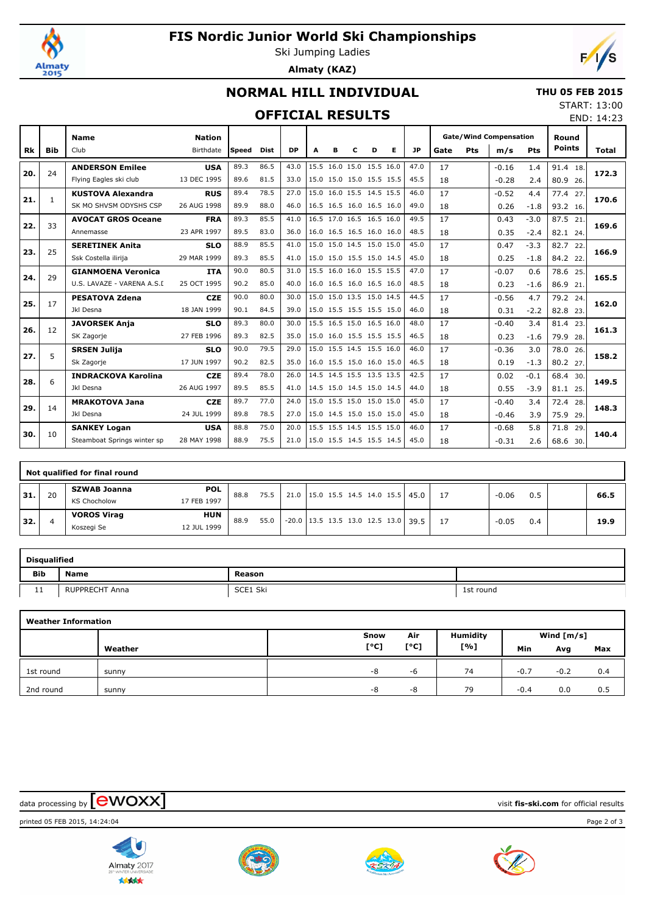# FIS Nordic Junior World Ski Championships

Ski Jumping Ladies

**Almaty (KAZ)**

## NORMAL HILL INDIVIDUAL

## OFFICIAL RESULTS

**THU 05 FEB 2015**

START: 13:00

END: 14:23

| Rk | Bib | Name / Club | Nation / Birthdate | Speed | Dist | DP | A | B | C | D | E | JP | Gate | Pts | m/s | Pts | Round Points | Total |
|---|---|---|---|---|---|---|---|---|---|---|---|---|---|---|---|---|---|---|
| 20. | 24 | **ANDERSON Emilee** | **USA** | 89.3 | 86.5 | 43.0 | 15.5 | 16.0 | 15.0 | 15.5 | 16.0 | 47.0 | 17 | | -0.16 | 1.4 | 91.4 18. | 172.3 |
| | | Flying Eagles ski club | 13 DEC 1995 | 89.6 | 81.5 | 33.0 | 15.0 | 15.0 | 15.0 | 15.5 | 15.5 | 45.5 | 18 | | -0.28 | 2.4 | 80.9 26. | |
| 21. | 1 | **KUSTOVA Alexandra** | **RUS** | 89.4 | 78.5 | 27.0 | 15.0 | 16.0 | 15.5 | 14.5 | 15.5 | 46.0 | 17 | | -0.52 | 4.4 | 77.4 27. | 170.6 |
| | | SK MO SHVSM ODYSHS CSP | 26 AUG 1998 | 89.9 | 88.0 | 46.0 | 16.5 | 16.5 | 16.0 | 16.5 | 16.0 | 49.0 | 18 | | 0.26 | -1.8 | 93.2 16. | |
| 22. | 33 | **AVOCAT GROS Oceane** | **FRA** | 89.3 | 85.5 | 41.0 | 16.5 | 17.0 | 16.5 | 16.5 | 16.0 | 49.5 | 17 | | 0.43 | -3.0 | 87.5 21. | 169.6 |
| | | Annemasse | 23 APR 1997 | 89.5 | 83.0 | 36.0 | 16.0 | 16.5 | 16.5 | 16.0 | 16.0 | 48.5 | 18 | | 0.35 | -2.4 | 82.1 24. | |
| 23. | 25 | **SERETINEK Anita** | **SLO** | 88.9 | 85.5 | 41.0 | 15.0 | 15.0 | 14.5 | 15.0 | 15.0 | 45.0 | 17 | | 0.47 | -3.3 | 82.7 22. | 166.9 |
| | | Ssk Costella ilirija | 29 MAR 1999 | 89.3 | 85.5 | 41.0 | 15.0 | 15.0 | 15.5 | 15.0 | 14.5 | 45.0 | 18 | | 0.25 | -1.8 | 84.2 22. | |
| 24. | 29 | **GIANMOENA Veronica** | **ITA** | 90.0 | 80.5 | 31.0 | 15.5 | 16.0 | 16.0 | 15.5 | 15.5 | 47.0 | 17 | | -0.07 | 0.6 | 78.6 25. | 165.5 |
| | | U.S. LAVAZE - VARENA A.S.D | 25 OCT 1995 | 90.2 | 85.0 | 40.0 | 16.0 | 16.5 | 16.0 | 16.5 | 16.0 | 48.5 | 18 | | 0.23 | -1.6 | 86.9 21. | |
| 25. | 17 | **PESATOVA Zdena** | **CZE** | 90.0 | 80.0 | 30.0 | 15.0 | 15.0 | 13.5 | 15.0 | 14.5 | 44.5 | 17 | | -0.56 | 4.7 | 79.2 24. | 162.0 |
| | | Jkl Desna | 18 JAN 1999 | 90.1 | 84.5 | 39.0 | 15.0 | 15.5 | 15.5 | 15.5 | 15.0 | 46.0 | 18 | | 0.31 | -2.2 | 82.8 23. | |
| 26. | 12 | **JAVORSEK Anja** | **SLO** | 89.3 | 80.0 | 30.0 | 15.5 | 16.5 | 15.0 | 16.5 | 16.0 | 48.0 | 17 | | -0.40 | 3.4 | 81.4 23. | 161.3 |
| | | SK Zagorje | 27 FEB 1996 | 89.3 | 82.5 | 35.0 | 15.0 | 16.0 | 15.5 | 15.5 | 15.5 | 46.5 | 18 | | 0.23 | -1.6 | 79.9 28. | |
| 27. | 5 | **SRSEN Julija** | **SLO** | 90.0 | 79.5 | 29.0 | 15.0 | 15.5 | 14.5 | 15.5 | 16.0 | 46.0 | 17 | | -0.36 | 3.0 | 78.0 26. | 158.2 |
| | | Sk Zagorje | 17 JUN 1997 | 90.2 | 82.5 | 35.0 | 16.0 | 15.5 | 15.0 | 16.0 | 15.0 | 46.5 | 18 | | 0.19 | -1.3 | 80.2 27. | |
| 28. | 6 | **INDRACKOVA Karolina** | **CZE** | 89.4 | 78.0 | 26.0 | 14.5 | 14.5 | 15.5 | 13.5 | 13.5 | 42.5 | 17 | | 0.02 | -0.1 | 68.4 30. | 149.5 |
| | | Jkl Desna | 26 AUG 1997 | 89.5 | 85.5 | 41.0 | 14.5 | 15.0 | 14.5 | 15.0 | 14.5 | 44.0 | 18 | | 0.55 | -3.9 | 81.1 25. | |
| 29. | 14 | **MRAKOTOVA Jana** | **CZE** | 89.7 | 77.0 | 24.0 | 15.0 | 15.5 | 15.0 | 15.0 | 15.0 | 45.0 | 17 | | -0.40 | 3.4 | 72.4 28. | 148.3 |
| | | Jkl Desna | 24 JUL 1999 | 89.8 | 78.5 | 27.0 | 15.0 | 14.5 | 15.0 | 15.0 | 15.0 | 45.0 | 18 | | -0.46 | 3.9 | 75.9 29. | |
| 30. | 10 | **SANKEY Logan** | **USA** | 88.8 | 75.0 | 20.0 | 15.5 | 15.5 | 14.5 | 15.5 | 15.0 | 46.0 | 17 | | -0.68 | 5.8 | 71.8 29. | 140.4 |
| | | Steamboat Springs winter sp | 28 MAY 1998 | 88.9 | 75.5 | 21.0 | 15.0 | 15.5 | 14.5 | 15.5 | 14.5 | 45.0 | 18 | | -0.31 | 2.6 | 68.6 30. | |

### Not qualified for final round

| Rk | Bib | Name / Club | Nation / Birthdate | Speed | Dist | DP | A | B | C | D | E | JP | Gate | Pts | m/s | Pts | Round Points | Total |
|---|---|---|---|---|---|---|---|---|---|---|---|---|---|---|---|---|---|---|
| 31. | 20 | **SZWAB Joanna** / KS Chocholow | **POL** / 17 FEB 1997 | 88.8 | 75.5 | 21.0 | 15.0 | 15.5 | 14.5 | 14.0 | 15.5 | 45.0 | 17 | | -0.06 | 0.5 | | 66.5 |
| 32. | 4 | **VOROS Virag** / Koszegi Se | **HUN** / 12 JUL 1999 | 88.9 | 55.0 | -20.0 | 13.5 | 13.5 | 13.0 | 12.5 | 13.0 | 39.5 | 17 | | -0.05 | 0.4 | | 19.9 |

### Disqualified

| Bib | Name | Reason | |
|---|---|---|---|
| 11 | RUPPRECHT Anna | SCE1 Ski | 1st round |

### Weather Information

| | Weather | Snow [°C] | Air [°C] | Humidity [%] | Wind [m/s] Min | Avg | Max |
|---|---|---|---|---|---|---|---|
| 1st round | sunny | -8 | -6 | 74 | -0.7 | -0.2 | 0.4 |
| 2nd round | sunny | -8 | -8 | 79 | -0.4 | 0.0 | 0.5 |

data processing by ewoxx — visit **fis-ski.com** for official results

printed 05 FEB 2015, 14:24:04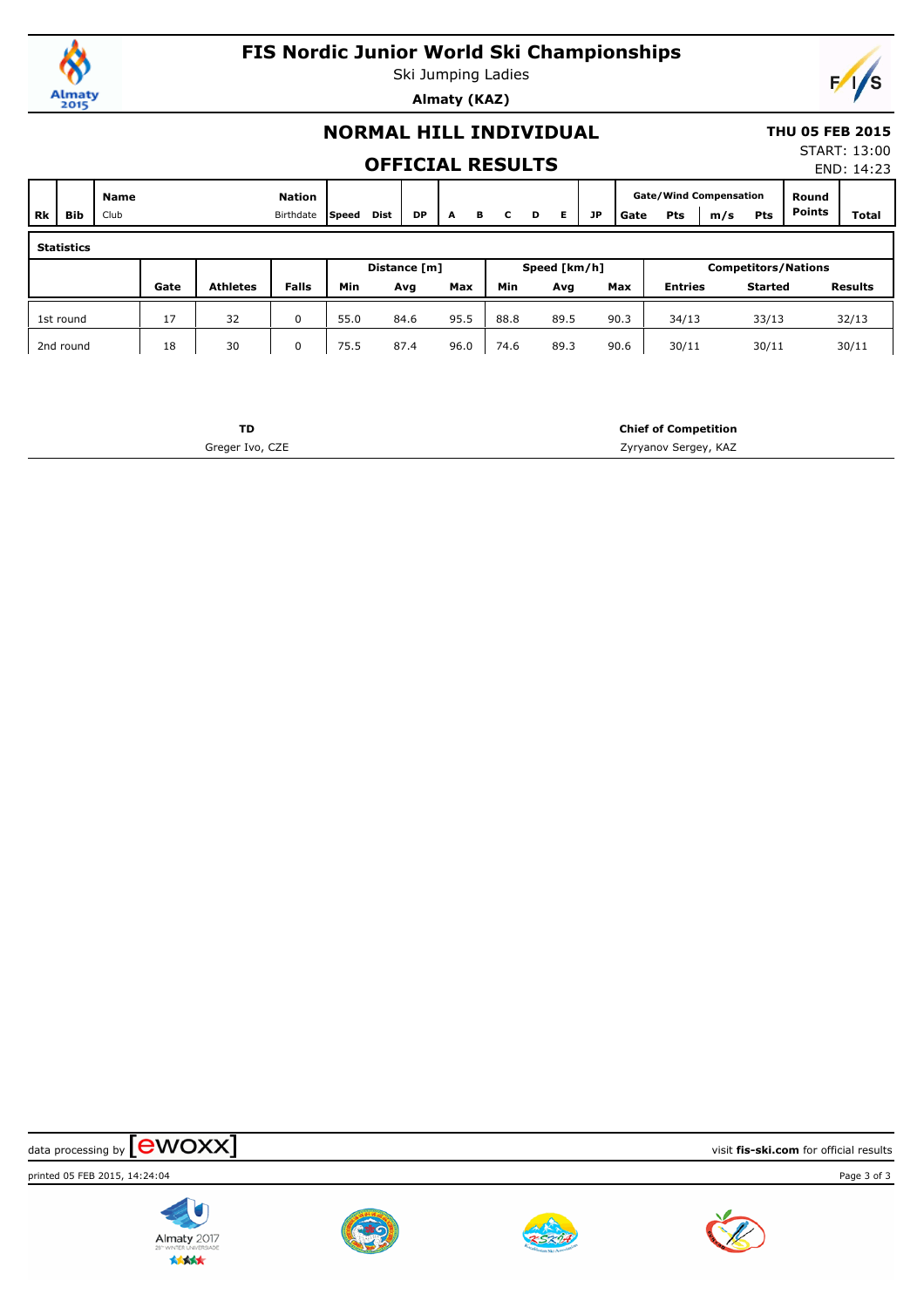# FIS Nordic Junior World Ski Championships

Ski Jumping Ladies

**Almaty (KAZ)**

## NORMAL HILL INDIVIDUAL

**THU 05 FEB 2015**

START: 13:00

END: 14:23

## OFFICIAL RESULTS

| Rk | Bib | Name / Club | Nation / Birthdate | Speed | Dist | DP | A | B | C | D | E | JP | Gate | Pts | m/s | Pts | Round Points | Total |
|---|---|---|---|---|---|---|---|---|---|---|---|---|---|---|---|---|---|---|

### Statistics

| | Gate | Athletes | Falls | Distance [m] | | | Speed [km/h] | | | Competitors/Nations | | |
|---|---|---|---|---|---|---|---|---|---|---|---|---|
| | | | | Min | Avg | Max | Min | Avg | Max | Entries | Started | Results |
| 1st round | 17 | 32 | 0 | 55.0 | 84.6 | 95.5 | 88.8 | 89.5 | 90.3 | 34/13 | 33/13 | 32/13 |
| 2nd round | 18 | 30 | 0 | 75.5 | 87.4 | 96.0 | 74.6 | 89.3 | 90.6 | 30/11 | 30/11 | 30/11 |

**TD**
Greger Ivo, CZE

**Chief of Competition**
Zyryanov Sergey, KAZ

data processing by [ewoxx]

visit **fis-ski.com** for official results

printed 05 FEB 2015, 14:24:04